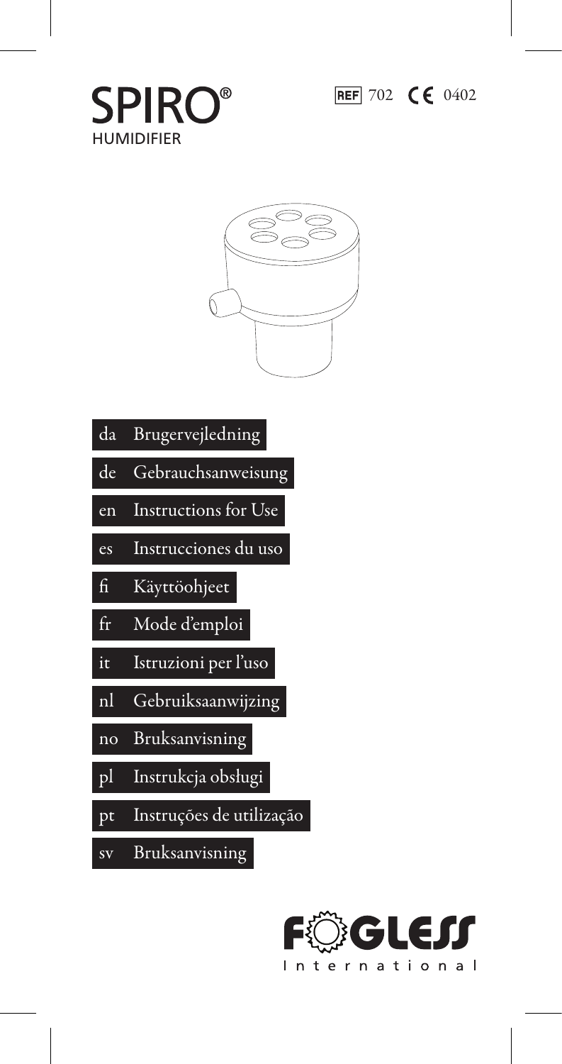# SPIRO®

HUMIDIFIER

REF 702 CE 0402

- da Brugervejledning
- de Gebrauchsanweisung
- en Instructions for Use
- es Instrucciones du uso
- fi Käyttöohjeet
- fr Mode d'emploi
- it Istruzioni per l'uso
- nl Gebruiksaanwijzing
- no Bruksanvisning
- pl Instrukcja obsługi
- pt Instruções de utilização
- sv Bruksanvisning

FOGLESS International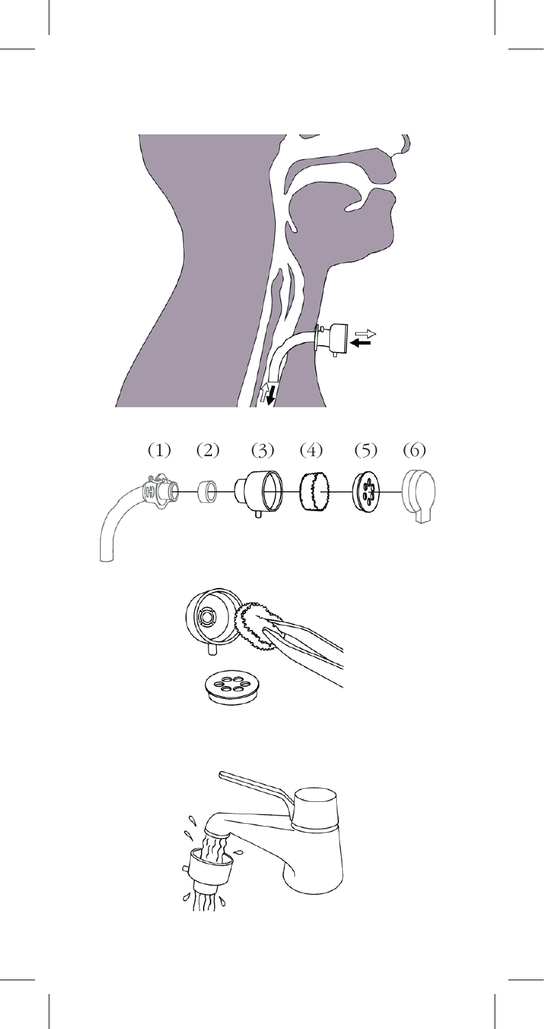(1) (2) (3) (4) (5) (6)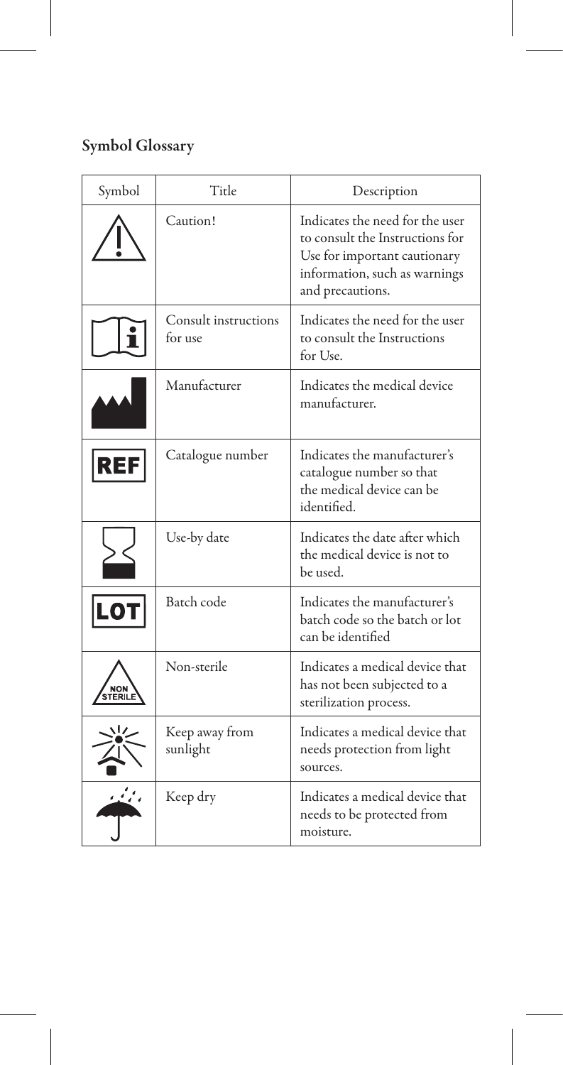## Symbol Glossary

| Symbol | Title | Description |
|---|---|---|
| | Caution! | Indicates the need for the user to consult the Instructions for Use for important cautionary information, such as warnings and precautions. |
| | Consult instructions for use | Indicates the need for the user to consult the Instructions for Use. |
| | Manufacturer | Indicates the medical device manufacturer. |
| REF | Catalogue number | Indicates the manufacturer's catalogue number so that the medical device can be identified. |
| | Use-by date | Indicates the date after which the medical device is not to be used. |
| LOT | Batch code | Indicates the manufacturer's batch code so the batch or lot can be identified |
| NON STERILE | Non-sterile | Indicates a medical device that has not been subjected to a sterilization process. |
| | Keep away from sunlight | Indicates a medical device that needs protection from light sources. |
| | Keep dry | Indicates a medical device that needs to be protected from moisture. |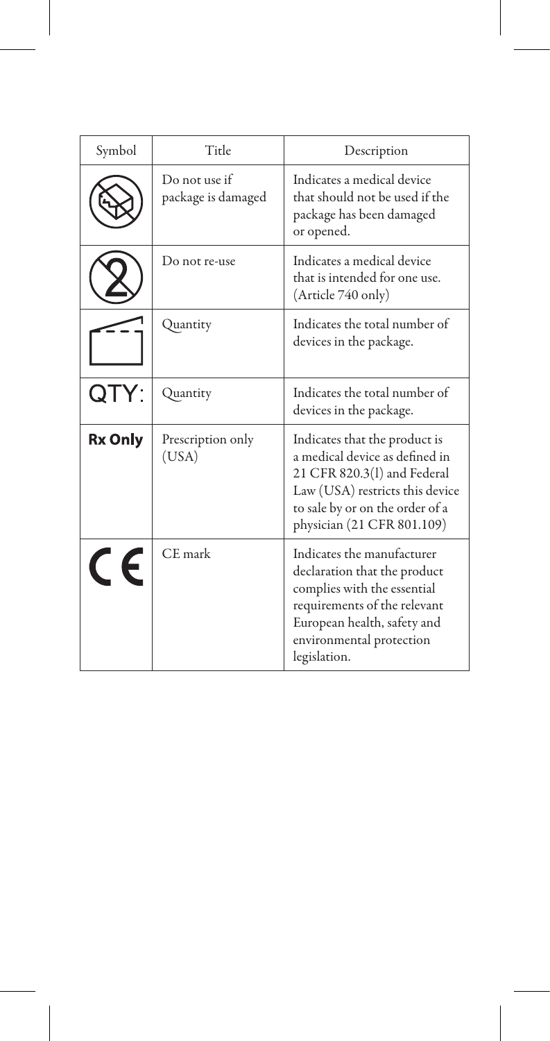| Symbol | Title | Description |
| --- | --- | --- |
| | Do not use if package is damaged | Indicates a medical device that should not be used if the package has been damaged or opened. |
| | Do not re-use | Indicates a medical device that is intended for one use. (Article 740 only) |
| | Quantity | Indicates the total number of devices in the package. |
| QTY: | Quantity | Indicates the total number of devices in the package. |
| **Rx Only** | Prescription only (USA) | Indicates that the product is a medical device as defined in 21 CFR 820.3(l) and Federal Law (USA) restricts this device to sale by or on the order of a physician (21 CFR 801.109) |
| CE | CE mark | Indicates the manufacturer declaration that the product complies with the essential requirements of the relevant European health, safety and environmental protection legislation. |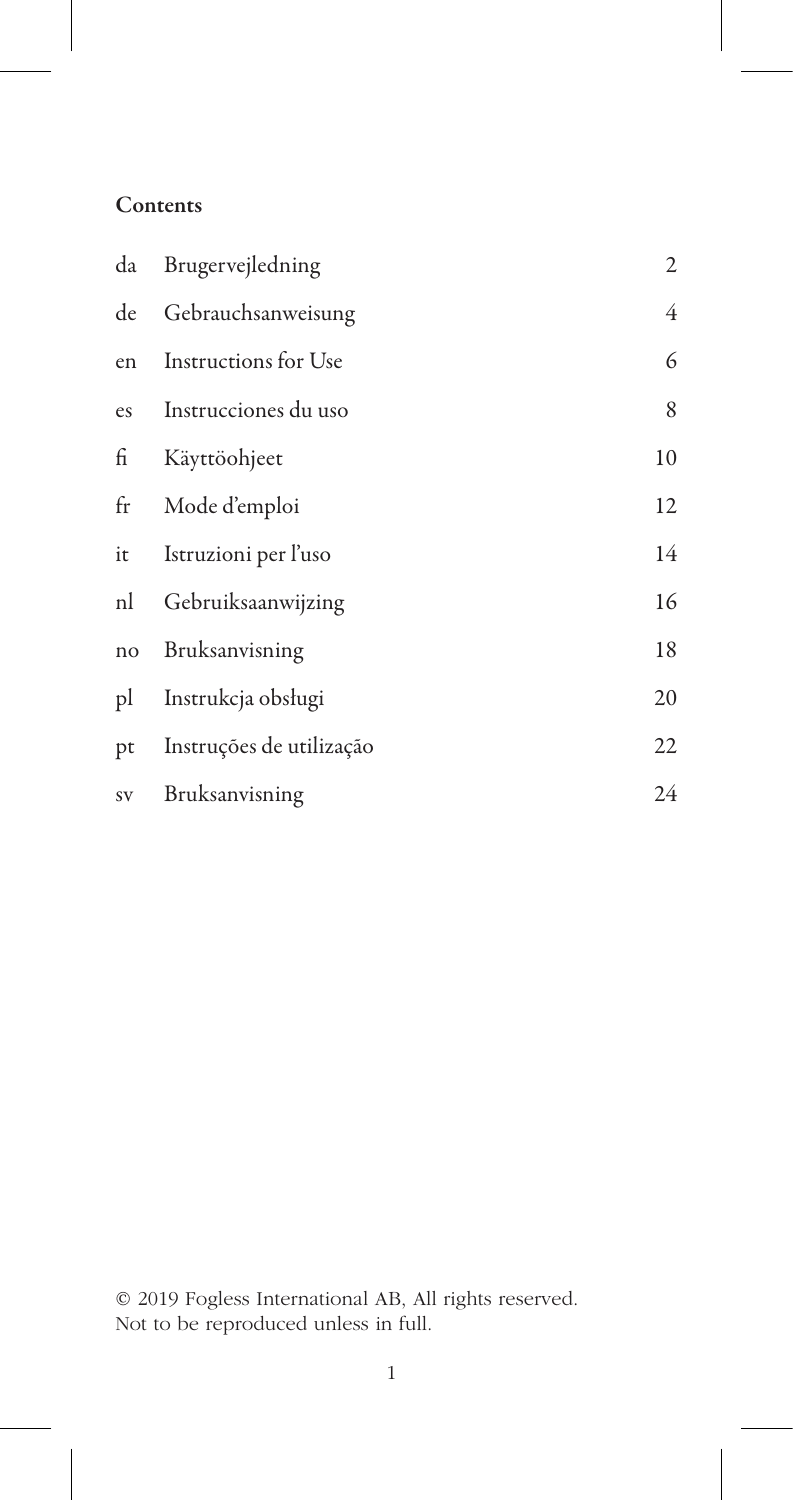**Contents**

| | | |
|---|---|---|
| da | Brugervejledning | 2 |
| de | Gebrauchsanweisung | 4 |
| en | Instructions for Use | 6 |
| es | Instrucciones du uso | 8 |
| fi | Käyttöohjeet | 10 |
| fr | Mode d'emploi | 12 |
| it | Istruzioni per l'uso | 14 |
| nl | Gebruiksaanwijzing | 16 |
| no | Bruksanvisning | 18 |
| pl | Instrukcja obsługi | 20 |
| pt | Instruções de utilização | 22 |
| sv | Bruksanvisning | 24 |

© 2019 Fogless International AB, All rights reserved.
Not to be reproduced unless in full.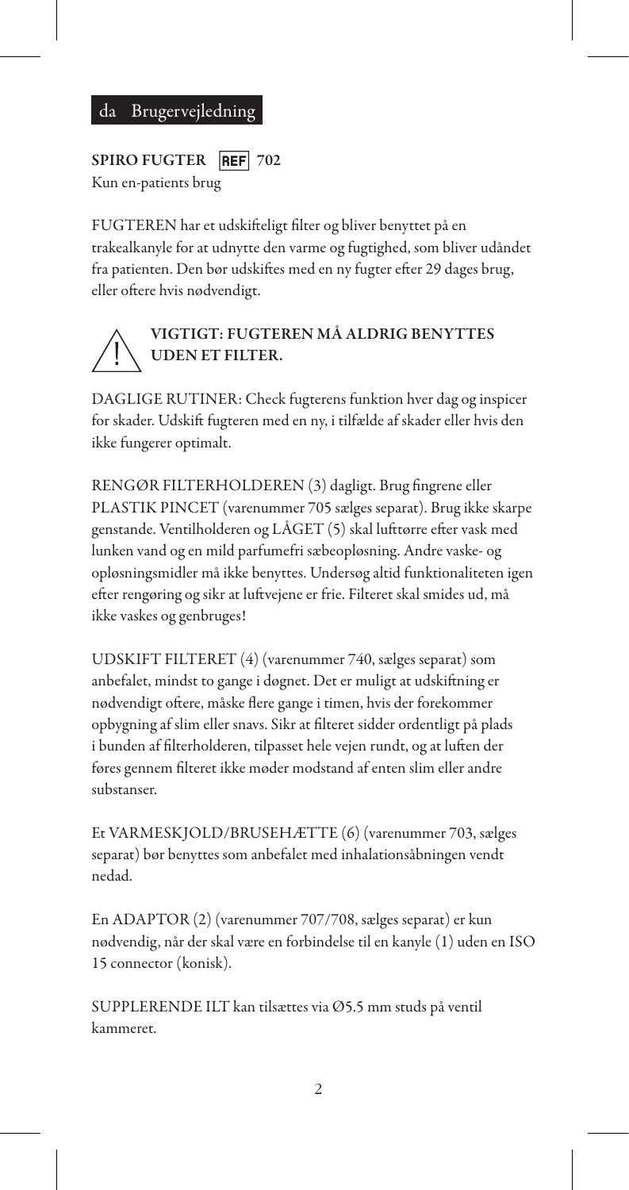## da Brugervejledning

**SPIRO FUGTER** REF **702**

Kun en-patients brug

FUGTEREN har et udskifteligt filter og bliver benyttet på en trakealkanyle for at udnytte den varme og fugtighed, som bliver udåndet fra patienten. Den bør udskiftes med en ny fugter efter 29 dages brug, eller oftere hvis nødvendigt.

**VIGTIGT: FUGTEREN MÅ ALDRIG BENYTTES UDEN ET FILTER.**

DAGLIGE RUTINER: Check fugterens funktion hver dag og inspicer for skader. Udskift fugteren med en ny, i tilfælde af skader eller hvis den ikke fungerer optimalt.

RENGØR FILTERHOLDEREN (3) dagligt. Brug fingrene eller PLASTIK PINCET (varenummer 705 sælges separat). Brug ikke skarpe genstande. Ventilholderen og LÅGET (5) skal lufttørre efter vask med lunken vand og en mild parfumefri sæbeopløsning. Andre vaske- og opløsningsmidler må ikke benyttes. Undersøg altid funktionaliteten igen efter rengøring og sikr at luftvejene er frie. Filteret skal smides ud, må ikke vaskes og genbruges!

UDSKIFT FILTERET (4) (varenummer 740, sælges separat) som anbefalet, mindst to gange i døgnet. Det er muligt at udskiftning er nødvendigt oftere, måske flere gange i timen, hvis der forekommer opbygning af slim eller snavs. Sikr at filteret sidder ordentligt på plads i bunden af filterholderen, tilpasset hele vejen rundt, og at luften der føres gennem filteret ikke møder modstand af enten slim eller andre substanser.

Et VARMESKJOLD/BRUSEHÆTTE (6) (varenummer 703, sælges separat) bør benyttes som anbefalet med inhalationsåbningen vendt nedad.

En ADAPTOR (2) (varenummer 707/708, sælges separat) er kun nødvendig, når der skal være en forbindelse til en kanyle (1) uden en ISO 15 connector (konisk).

SUPPLERENDE ILT kan tilsættes via Ø5.5 mm studs på ventil kammeret.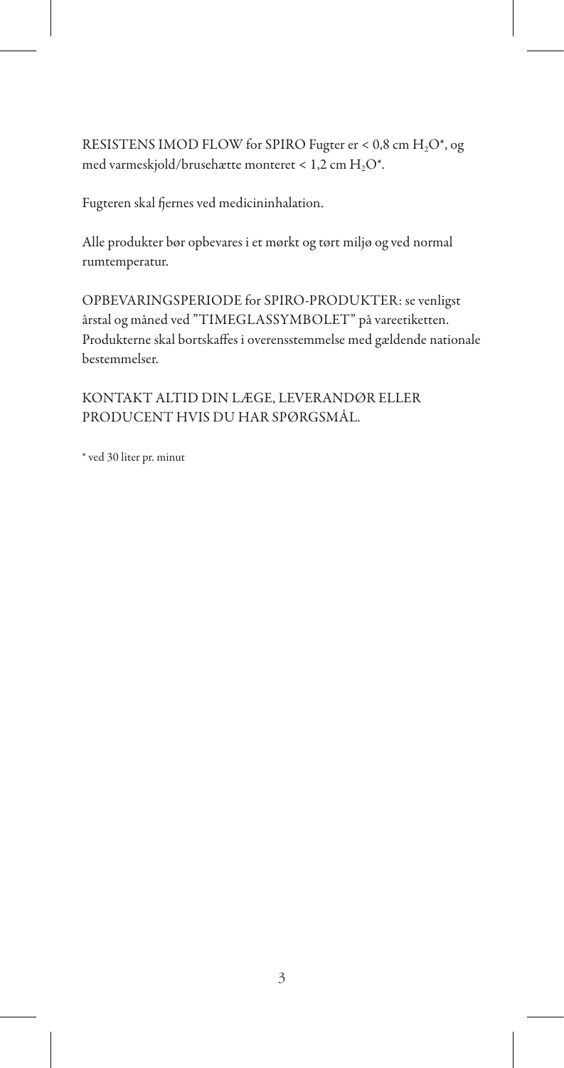RESISTENS IMOD FLOW for SPIRO Fugter er < 0,8 cm $H_2O$*, og med varmeskjold/brusehætte monteret < 1,2 cm $H_2O$*.

Fugteren skal fjernes ved medicininhalation.

Alle produkter bør opbevares i et mørkt og tørt miljø og ved normal rumtemperatur.

OPBEVARINGSPERIODE for SPIRO-PRODUKTER: se venligst årstal og måned ved "TIMEGLASSYMBOLET" på vareetiketten. Produkterne skal bortskaffes i overensstemmelse med gældende nationale bestemmelser.

KONTAKT ALTID DIN LÆGE, LEVERANDØR ELLER PRODUCENT HVIS DU HAR SPØRGSMÅL.

* ved 30 liter pr. minut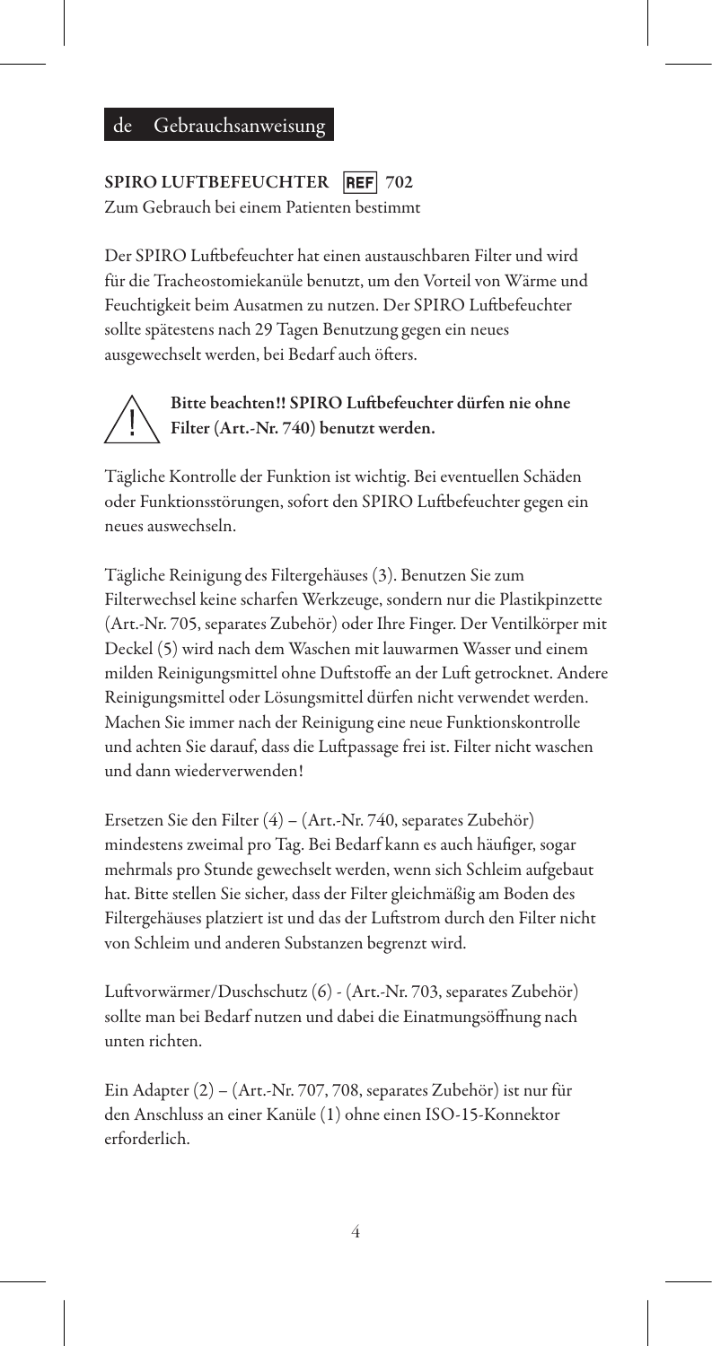de Gebrauchsanweisung

**SPIRO LUFTBEFEUCHTER REF 702**

Zum Gebrauch bei einem Patienten bestimmt

Der SPIRO Luftbefeuchter hat einen austauschbaren Filter und wird für die Tracheostomiekanüle benutzt, um den Vorteil von Wärme und Feuchtigkeit beim Ausatmen zu nutzen. Der SPIRO Luftbefeuchter sollte spätestens nach 29 Tagen Benutzung gegen ein neues ausgewechselt werden, bei Bedarf auch öfters.

⚠ **Bitte beachten!! SPIRO Luftbefeuchter dürfen nie ohne Filter (Art.-Nr. 740) benutzt werden.**

Tägliche Kontrolle der Funktion ist wichtig. Bei eventuellen Schäden oder Funktionsstörungen, sofort den SPIRO Luftbefeuchter gegen ein neues auswechseln.

Tägliche Reinigung des Filtergehäuses (3). Benutzen Sie zum Filterwechsel keine scharfen Werkzeuge, sondern nur die Plastikpinzette (Art.-Nr. 705, separates Zubehör) oder Ihre Finger. Der Ventilkörper mit Deckel (5) wird nach dem Waschen mit lauwarmen Wasser und einem milden Reinigungsmittel ohne Duftstoffe an der Luft getrocknet. Andere Reinigungsmittel oder Lösungsmittel dürfen nicht verwendet werden. Machen Sie immer nach der Reinigung eine neue Funktionskontrolle und achten Sie darauf, dass die Luftpassage frei ist. Filter nicht waschen und dann wiederverwenden!

Ersetzen Sie den Filter (4) – (Art.-Nr. 740, separates Zubehör) mindestens zweimal pro Tag. Bei Bedarf kann es auch häufiger, sogar mehrmals pro Stunde gewechselt werden, wenn sich Schleim aufgebaut hat. Bitte stellen Sie sicher, dass der Filter gleichmäßig am Boden des Filtergehäuses platziert ist und das der Luftstrom durch den Filter nicht von Schleim und anderen Substanzen begrenzt wird.

Luftvorwärmer/Duschschutz (6) - (Art.-Nr. 703, separates Zubehör) sollte man bei Bedarf nutzen und dabei die Einatmungsöffnung nach unten richten.

Ein Adapter (2) – (Art.-Nr. 707, 708, separates Zubehör) ist nur für den Anschluss an einer Kanüle (1) ohne einen ISO-15-Konnektor erforderlich.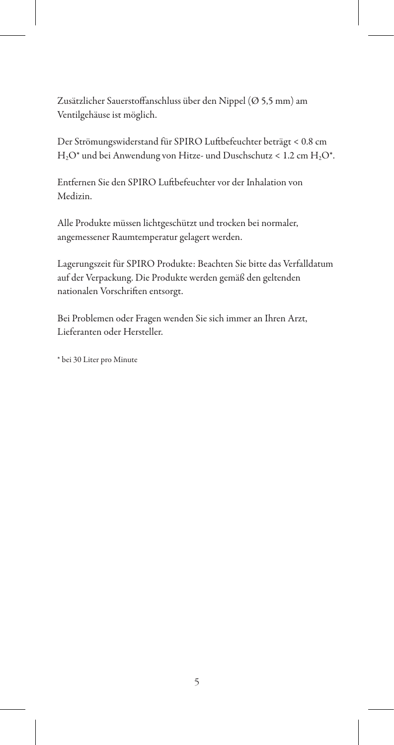Zusätzlicher Sauerstoffanschluss über den Nippel (Ø 5,5 mm) am Ventilgehäuse ist möglich.

Der Strömungswiderstand für SPIRO Luftbefeuchter beträgt < 0.8 cm $H_2O$* und bei Anwendung von Hitze- und Duschschutz < 1.2 cm $H_2O$*.

Entfernen Sie den SPIRO Luftbefeuchter vor der Inhalation von Medizin.

Alle Produkte müssen lichtgeschützt und trocken bei normaler, angemessener Raumtemperatur gelagert werden.

Lagerungszeit für SPIRO Produkte: Beachten Sie bitte das Verfalldatum auf der Verpackung. Die Produkte werden gemäß den geltenden nationalen Vorschriften entsorgt.

Bei Problemen oder Fragen wenden Sie sich immer an Ihren Arzt, Lieferanten oder Hersteller.

* bei 30 Liter pro Minute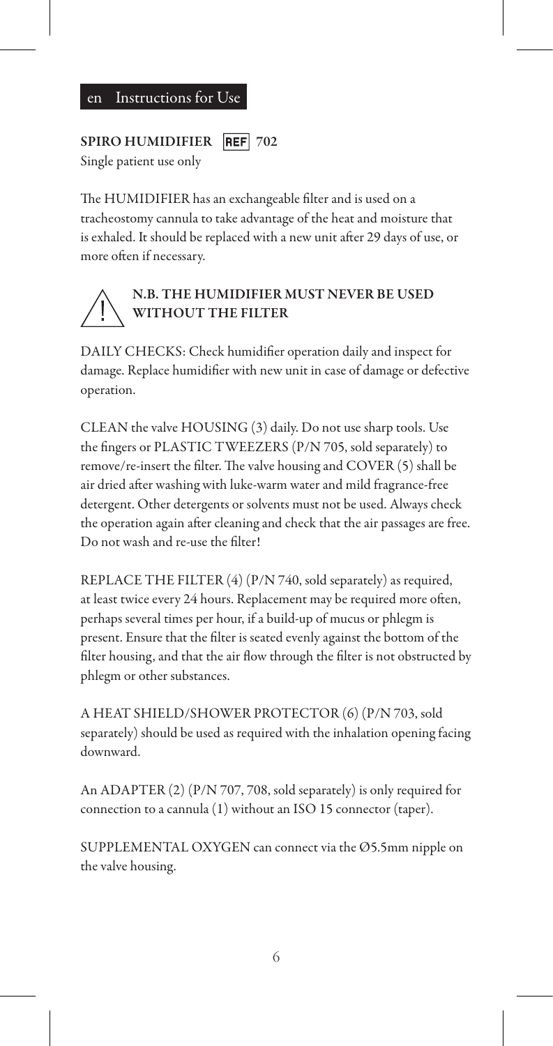en Instructions for Use

## SPIRO HUMIDIFIER REF 702

Single patient use only

The HUMIDIFIER has an exchangeable filter and is used on a tracheostomy cannula to take advantage of the heat and moisture that is exhaled. It should be replaced with a new unit after 29 days of use, or more often if necessary.

**N.B. THE HUMIDIFIER MUST NEVER BE USED WITHOUT THE FILTER**

DAILY CHECKS: Check humidifier operation daily and inspect for damage. Replace humidifier with new unit in case of damage or defective operation.

CLEAN the valve HOUSING (3) daily. Do not use sharp tools. Use the fingers or PLASTIC TWEEZERS (P/N 705, sold separately) to remove/re-insert the filter. The valve housing and COVER (5) shall be air dried after washing with luke-warm water and mild fragrance-free detergent. Other detergents or solvents must not be used. Always check the operation again after cleaning and check that the air passages are free. Do not wash and re-use the filter!

REPLACE THE FILTER (4) (P/N 740, sold separately) as required, at least twice every 24 hours. Replacement may be required more often, perhaps several times per hour, if a build-up of mucus or phlegm is present. Ensure that the filter is seated evenly against the bottom of the filter housing, and that the air flow through the filter is not obstructed by phlegm or other substances.

A HEAT SHIELD/SHOWER PROTECTOR (6) (P/N 703, sold separately) should be used as required with the inhalation opening facing downward.

An ADAPTER (2) (P/N 707, 708, sold separately) is only required for connection to a cannula (1) without an ISO 15 connector (taper).

SUPPLEMENTAL OXYGEN can connect via the Ø5.5mm nipple on the valve housing.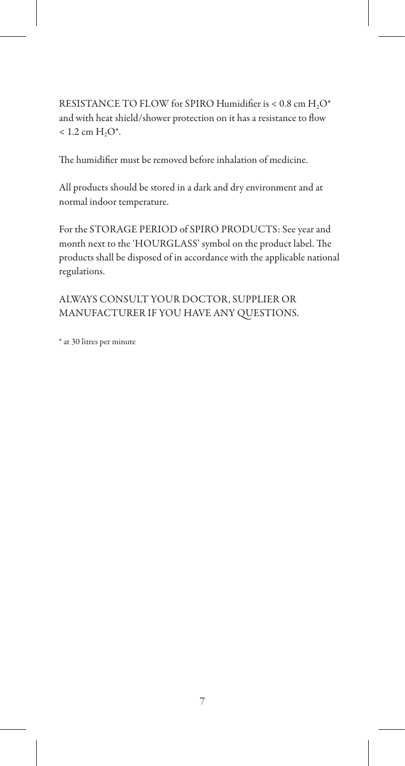RESISTANCE TO FLOW for SPIRO Humidifier is < 0.8 cm $H_2O$* and with heat shield/shower protection on it has a resistance to flow < 1.2 cm $H_2O$*.

The humidifier must be removed before inhalation of medicine.

All products should be stored in a dark and dry environment and at normal indoor temperature.

For the STORAGE PERIOD of SPIRO PRODUCTS: See year and month next to the 'HOURGLASS' symbol on the product label. The products shall be disposed of in accordance with the applicable national regulations.

ALWAYS CONSULT YOUR DOCTOR, SUPPLIER OR MANUFACTURER IF YOU HAVE ANY QUESTIONS.

* at 30 litres per minute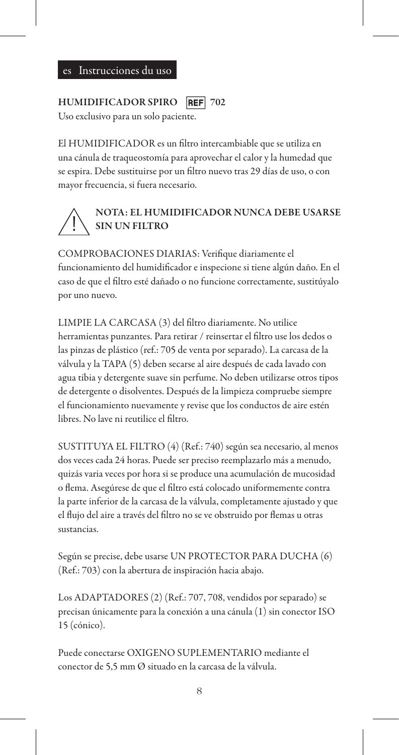## es Instrucciones du uso

**HUMIDIFICADOR SPIRO REF 702**

Uso exclusivo para un solo paciente.

El HUMIDIFICADOR es un filtro intercambiable que se utiliza en una cánula de traqueostomía para aprovechar el calor y la humedad que se espira. Debe sustituirse por un filtro nuevo tras 29 días de uso, o con mayor frecuencia, si fuera necesario.

**⚠ NOTA: EL HUMIDIFICADOR NUNCA DEBE USARSE SIN UN FILTRO**

COMPROBACIONES DIARIAS: Verifique diariamente el funcionamiento del humidificador e inspecione si tiene algún daño. En el caso de que el filtro esté dañado o no funcione correctamente, sustitúyalo por uno nuevo.

LIMPIE LA CARCASA (3) del filtro diariamente. No utilice herramientas punzantes. Para retirar / reinsertar el filtro use los dedos o las pinzas de plástico (ref.: 705 de venta por separado). La carcasa de la válvula y la TAPA (5) deben secarse al aire después de cada lavado con agua tibia y detergente suave sin perfume. No deben utilizarse otros tipos de detergente o disolventes. Después de la limpieza compruebe siempre el funcionamiento nuevamente y revise que los conductos de aire estén libres. No lave ni reutilice el filtro.

SUSTITUYA EL FILTRO (4) (Ref.: 740) según sea necesario, al menos dos veces cada 24 horas. Puede ser preciso reemplazarlo más a menudo, quizás varia veces por hora si se produce una acumulación de mucosidad o flema. Asegúrese de que el filtro está colocado uniformemente contra la parte inferior de la carcasa de la válvula, completamente ajustado y que el flujo del aire a través del filtro no se ve obstruido por flemas u otras sustancias.

Según se precise, debe usarse UN PROTECTOR PARA DUCHA (6) (Ref.: 703) con la abertura de inspiración hacia abajo.

Los ADAPTADORES (2) (Ref.: 707, 708, vendidos por separado) se precisan únicamente para la conexión a una cánula (1) sin conector ISO 15 (cónico).

Puede conectarse OXIGENO SUPLEMENTARIO mediante el conector de 5,5 mm Ø situado en la carcasa de la válvula.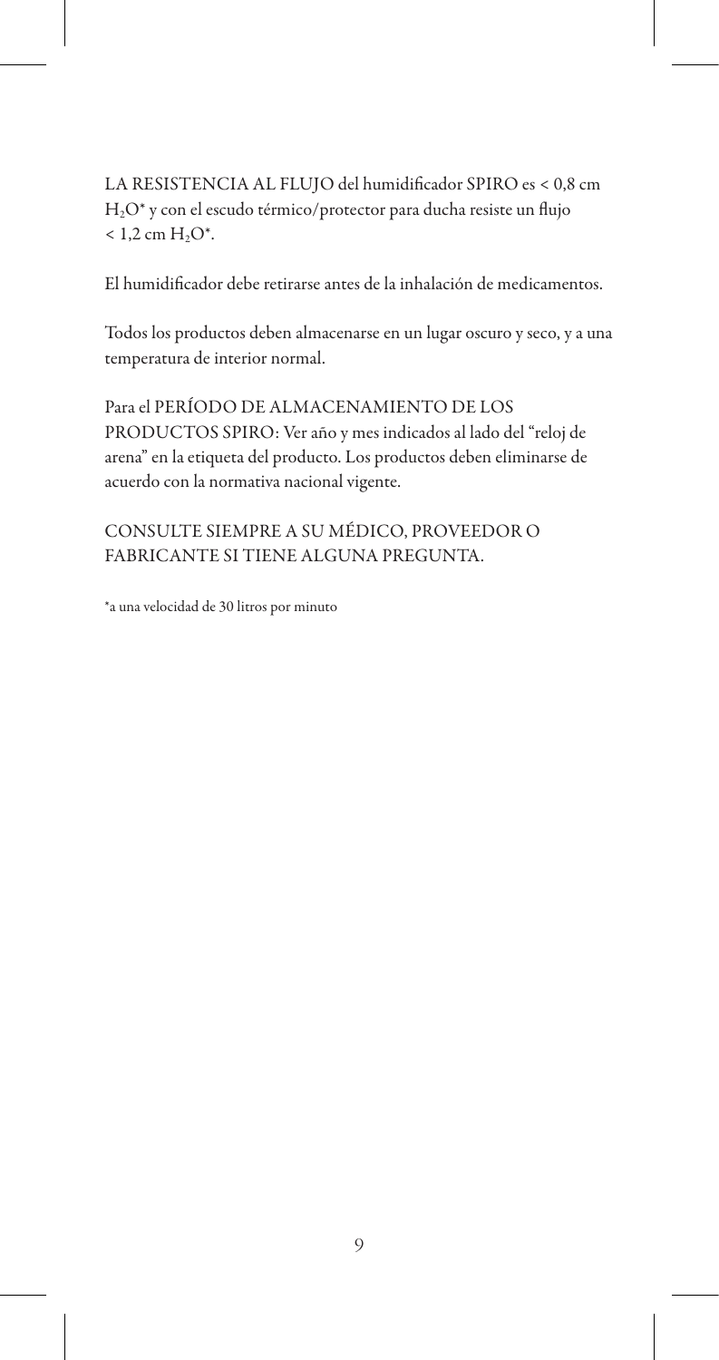LA RESISTENCIA AL FLUJO del humidificador SPIRO es < 0,8 cm $H_2O$* y con el escudo térmico/protector para ducha resiste un flujo < 1,2 cm $H_2O$*.

El humidificador debe retirarse antes de la inhalación de medicamentos.

Todos los productos deben almacenarse en un lugar oscuro y seco, y a una temperatura de interior normal.

Para el PERÍODO DE ALMACENAMIENTO DE LOS PRODUCTOS SPIRO: Ver año y mes indicados al lado del "reloj de arena" en la etiqueta del producto. Los productos deben eliminarse de acuerdo con la normativa nacional vigente.

CONSULTE SIEMPRE A SU MÉDICO, PROVEEDOR O FABRICANTE SI TIENE ALGUNA PREGUNTA.

*a una velocidad de 30 litros por minuto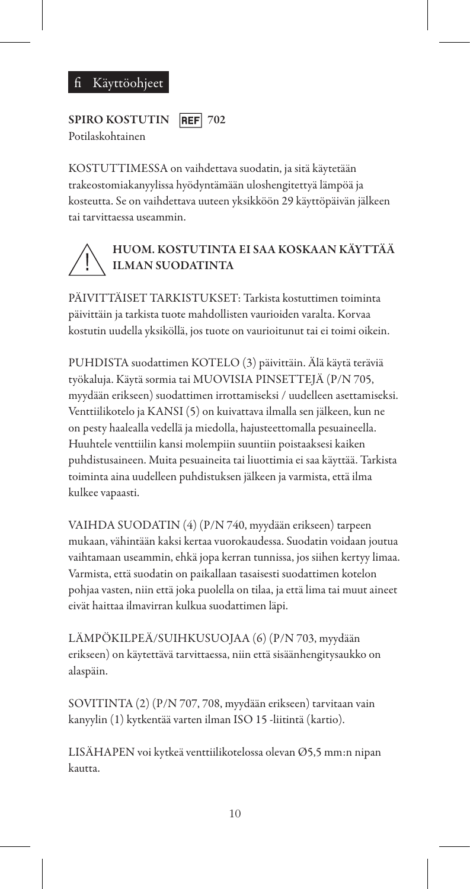## fi Käyttöohjeet

**SPIRO KOSTUTIN** REF **702**
Potilaskohtainen

KOSTUTTIMESSA on vaihdettava suodatin, ja sitä käytetään trakeostomiakanyylissa hyödyntämään uloshengitettyä lämpöä ja kosteutta. Se on vaihdettava uuteen yksikköön 29 käyttöpäivän jälkeen tai tarvittaessa useammin.

**⚠ HUOM. KOSTUTINTA EI SAA KOSKAAN KÄYTTÄÄ ILMAN SUODATINTA**

PÄIVITTÄISET TARKISTUKSET: Tarkista kostuttimen toiminta päivittäin ja tarkista tuote mahdollisten vaurioiden varalta. Korvaa kostutin uudella yksiköllä, jos tuote on vaurioitunut tai ei toimi oikein.

PUHDISTA suodattimen KOTELO (3) päivittäin. Älä käytä teräviä työkaluja. Käytä sormia tai MUOVISIA PINSETTEJÄ (P/N 705, myydään erikseen) suodattimen irrottamiseksi / uudelleen asettamiseksi. Venttiilikotelo ja KANSI (5) on kuivattava ilmalla sen jälkeen, kun ne on pesty haalealla vedellä ja miedolla, hajusteettomalla pesuaineella. Huuhtele venttiilin kansi molempiin suuntiin poistaaksesi kaiken puhdistusaineen. Muita pesuaineita tai liuottimia ei saa käyttää. Tarkista toiminta aina uudelleen puhdistuksen jälkeen ja varmista, että ilma kulkee vapaasti.

VAIHDA SUODATIN (4) (P/N 740, myydään erikseen) tarpeen mukaan, vähintään kaksi kertaa vuorokaudessa. Suodatin voidaan joutua vaihtamaan useammin, ehkä jopa kerran tunnissa, jos siihen kertyy limaa. Varmista, että suodatin on paikallaan tasaisesti suodattimen kotelon pohjaa vasten, niin että joka puolella on tilaa, ja että lima tai muut aineet eivät haittaa ilmavirran kulkua suodattimen läpi.

LÄMPÖKILPEÄ/SUIHKUSUOJAA (6) (P/N 703, myydään erikseen) on käytettävä tarvittaessa, niin että sisäänhengitysaukko on alaspäin.

SOVITINTA (2) (P/N 707, 708, myydään erikseen) tarvitaan vain kanyylin (1) kytkentää varten ilman ISO 15 -liitintä (kartio).

LISÄHAPEN voi kytkeä venttiilikotelossa olevan Ø5,5 mm:n nipan kautta.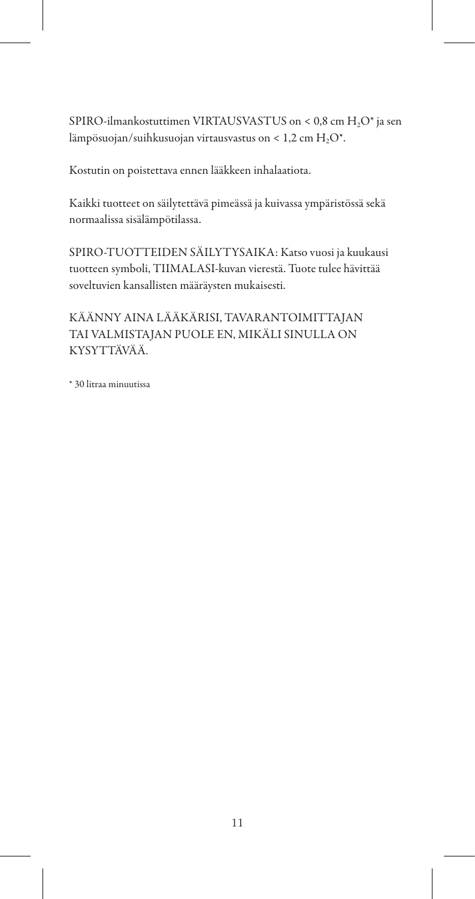SPIRO-ilmankostuttimen VIRTAUSVASTUS on < 0,8 cm $H_2O$* ja sen lämpösuojan/suihkusuojan virtausvastus on < 1,2 cm $H_2O$*.

Kostutin on poistettava ennen lääkkeen inhalaatiota.

Kaikki tuotteet on säilytettävä pimeässä ja kuivassa ympäristössä sekä normaalissa sisälämpötilassa.

SPIRO-TUOTTEIDEN SÄILYTYSAIKA: Katso vuosi ja kuukausi tuotteen symboli, TIIMALASI-kuvan vierestä. Tuote tulee hävittää soveltuvien kansallisten määräysten mukaisesti.

KÄÄNNY AINA LÄÄKÄRISI, TAVARANTOIMITTAJAN TAI VALMISTAJAN PUOLE EN, MIKÄLI SINULLA ON KYSYTTÄVÄÄ.

* 30 litraa minuutissa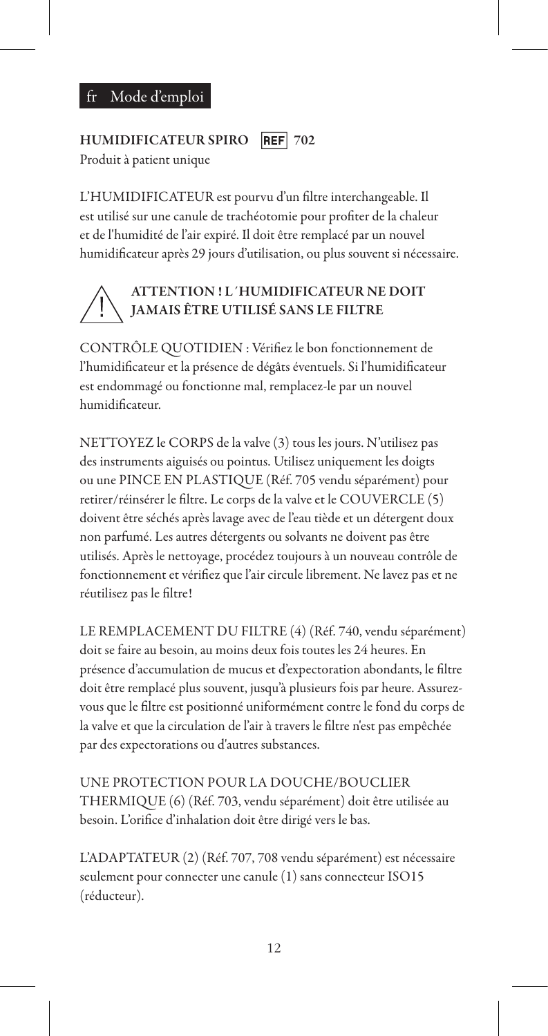## fr Mode d'emploi

**HUMIDIFICATEUR SPIRO REF 702**

Produit à patient unique

L'HUMIDIFICATEUR est pourvu d'un filtre interchangeable. Il est utilisé sur une canule de trachéotomie pour profiter de la chaleur et de l'humidité de l'air expiré. Il doit être remplacé par un nouvel humidificateur après 29 jours d'utilisation, ou plus souvent si nécessaire.

**⚠ ATTENTION ! L´HUMIDIFICATEUR NE DOIT JAMAIS ÊTRE UTILISÉ SANS LE FILTRE**

CONTRÔLE QUOTIDIEN : Vérifiez le bon fonctionnement de l'humidificateur et la présence de dégâts éventuels. Si l'humidificateur est endommagé ou fonctionne mal, remplacez-le par un nouvel humidificateur.

NETTOYEZ le CORPS de la valve (3) tous les jours. N'utilisez pas des instruments aiguisés ou pointus. Utilisez uniquement les doigts ou une PINCE EN PLASTIQUE (Réf. 705 vendu séparément) pour retirer/réinsérer le filtre. Le corps de la valve et le COUVERCLE (5) doivent être séchés après lavage avec de l'eau tiède et un détergent doux non parfumé. Les autres détergents ou solvants ne doivent pas être utilisés. Après le nettoyage, procédez toujours à un nouveau contrôle de fonctionnement et vérifiez que l'air circule librement. Ne lavez pas et ne réutilisez pas le filtre!

LE REMPLACEMENT DU FILTRE (4) (Réf. 740, vendu séparément) doit se faire au besoin, au moins deux fois toutes les 24 heures. En présence d'accumulation de mucus et d'expectoration abondants, le filtre doit être remplacé plus souvent, jusqu'à plusieurs fois par heure. Assurez-vous que le filtre est positionné uniformément contre le fond du corps de la valve et que la circulation de l'air à travers le filtre n'est pas empêchée par des expectorations ou d'autres substances.

UNE PROTECTION POUR LA DOUCHE/BOUCLIER THERMIQUE (6) (Réf. 703, vendu séparément) doit être utilisée au besoin. L'orifice d'inhalation doit être dirigé vers le bas.

L'ADAPTATEUR (2) (Réf. 707, 708 vendu séparément) est nécessaire seulement pour connecter une canule (1) sans connecteur ISO15 (réducteur).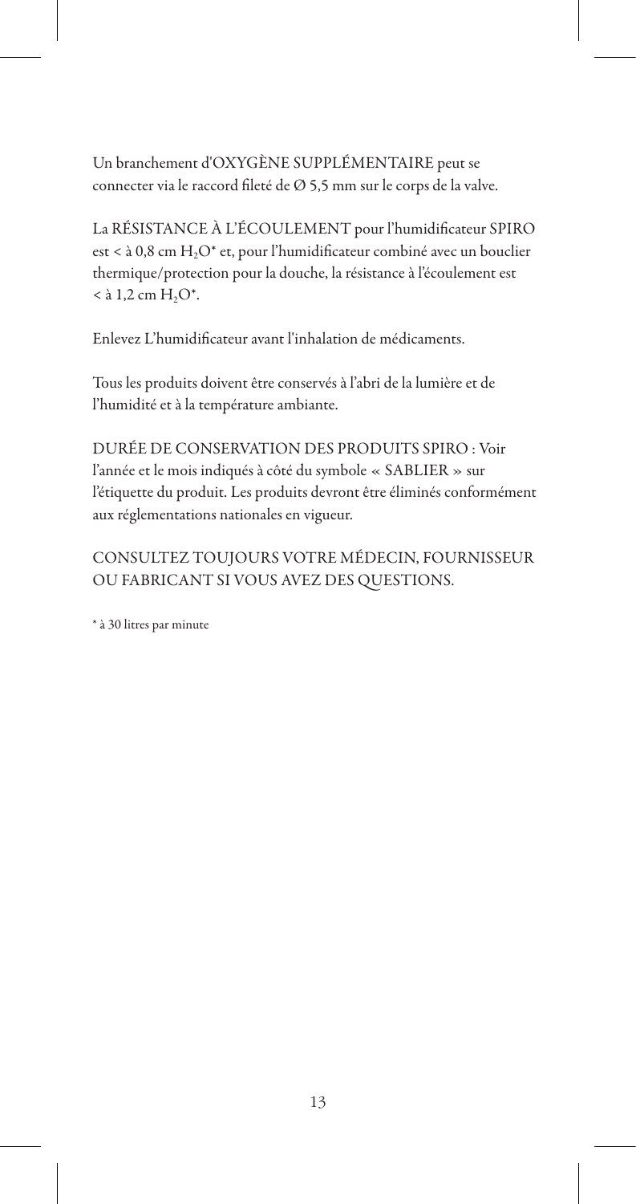Un branchement d'OXYGÈNE SUPPLÉMENTAIRE peut se connecter via le raccord fileté de Ø 5,5 mm sur le corps de la valve.

La RÉSISTANCE À L'ÉCOULEMENT pour l'humidificateur SPIRO est < à 0,8 cm $H_2O$* et, pour l'humidificateur combiné avec un bouclier thermique/protection pour la douche, la résistance à l'écoulement est < à 1,2 cm $H_2O$*.

Enlevez L'humidificateur avant l'inhalation de médicaments.

Tous les produits doivent être conservés à l'abri de la lumière et de l'humidité et à la température ambiante.

DURÉE DE CONSERVATION DES PRODUITS SPIRO : Voir l'année et le mois indiqués à côté du symbole « SABLIER » sur l'étiquette du produit. Les produits devront être éliminés conformément aux réglementations nationales en vigueur.

CONSULTEZ TOUJOURS VOTRE MÉDECIN, FOURNISSEUR OU FABRICANT SI VOUS AVEZ DES QUESTIONS.

* à 30 litres par minute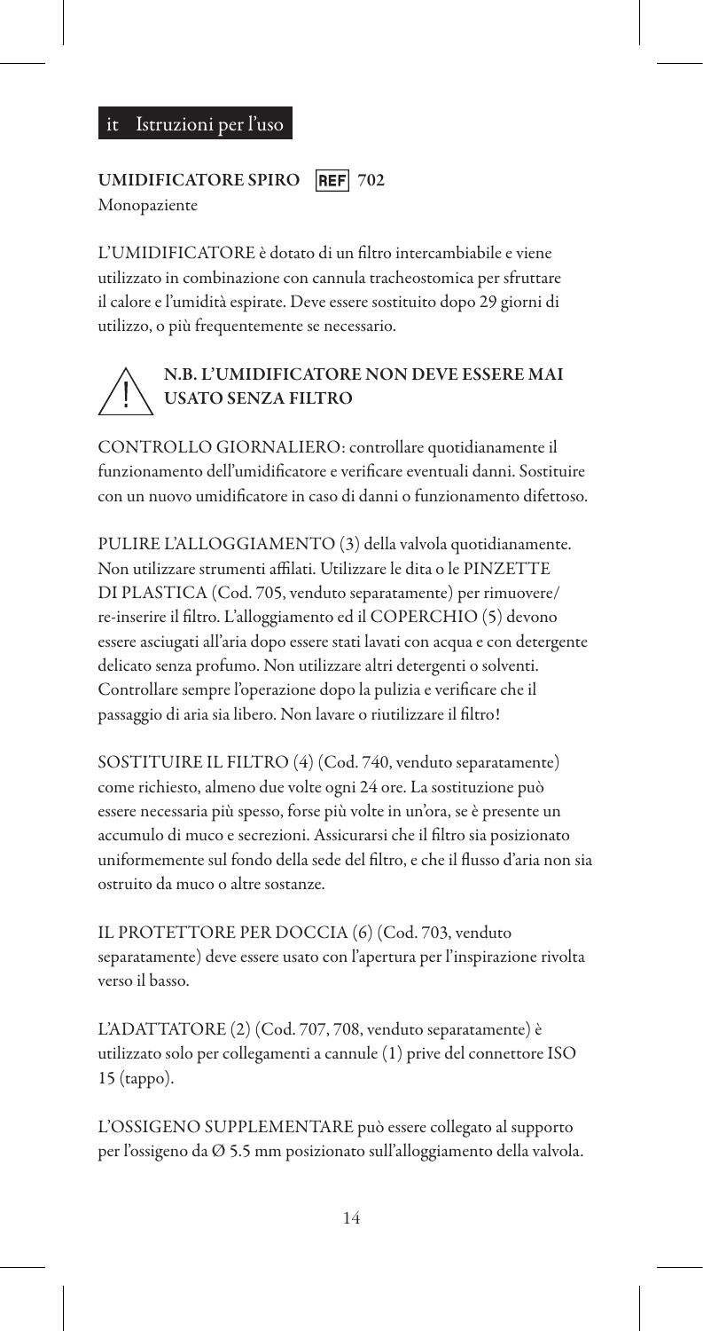it Istruzioni per l'uso

## UMIDIFICATORE SPIRO REF 702

Monopaziente

L'UMIDIFICATORE è dotato di un filtro intercambiabile e viene utilizzato in combinazione con cannula tracheostomica per sfruttare il calore e l'umidità espirate. Deve essere sostituito dopo 29 giorni di utilizzo, o più frequentemente se necessario.

**N.B. L'UMIDIFICATORE NON DEVE ESSERE MAI USATO SENZA FILTRO**

CONTROLLO GIORNALIERO: controllare quotidianamente il funzionamento dell'umidificatore e verificare eventuali danni. Sostituire con un nuovo umidificatore in caso di danni o funzionamento difettoso.

PULIRE L'ALLOGGIAMENTO (3) della valvola quotidianamente. Non utilizzare strumenti affilati. Utilizzare le dita o le PINZETTE DI PLASTICA (Cod. 705, venduto separatamente) per rimuovere/re-inserire il filtro. L'alloggiamento ed il COPERCHIO (5) devono essere asciugati all'aria dopo essere stati lavati con acqua e con detergente delicato senza profumo. Non utilizzare altri detergenti o solventi. Controllare sempre l'operazione dopo la pulizia e verificare che il passaggio di aria sia libero. Non lavare o riutilizzare il filtro!

SOSTITUIRE IL FILTRO (4) (Cod. 740, venduto separatamente) come richiesto, almeno due volte ogni 24 ore. La sostituzione può essere necessaria più spesso, forse più volte in un'ora, se è presente un accumulo di muco e secrezioni. Assicurarsi che il filtro sia posizionato uniformemente sul fondo della sede del filtro, e che il flusso d'aria non sia ostruito da muco o altre sostanze.

IL PROTETTORE PER DOCCIA (6) (Cod. 703, venduto separatamente) deve essere usato con l'apertura per l'inspirazione rivolta verso il basso.

L'ADATTATORE (2) (Cod. 707, 708, venduto separatamente) è utilizzato solo per collegamenti a cannule (1) prive del connettore ISO 15 (tappo).

L'OSSIGENO SUPPLEMENTARE può essere collegato al supporto per l'ossigeno da Ø 5.5 mm posizionato sull'alloggiamento della valvola.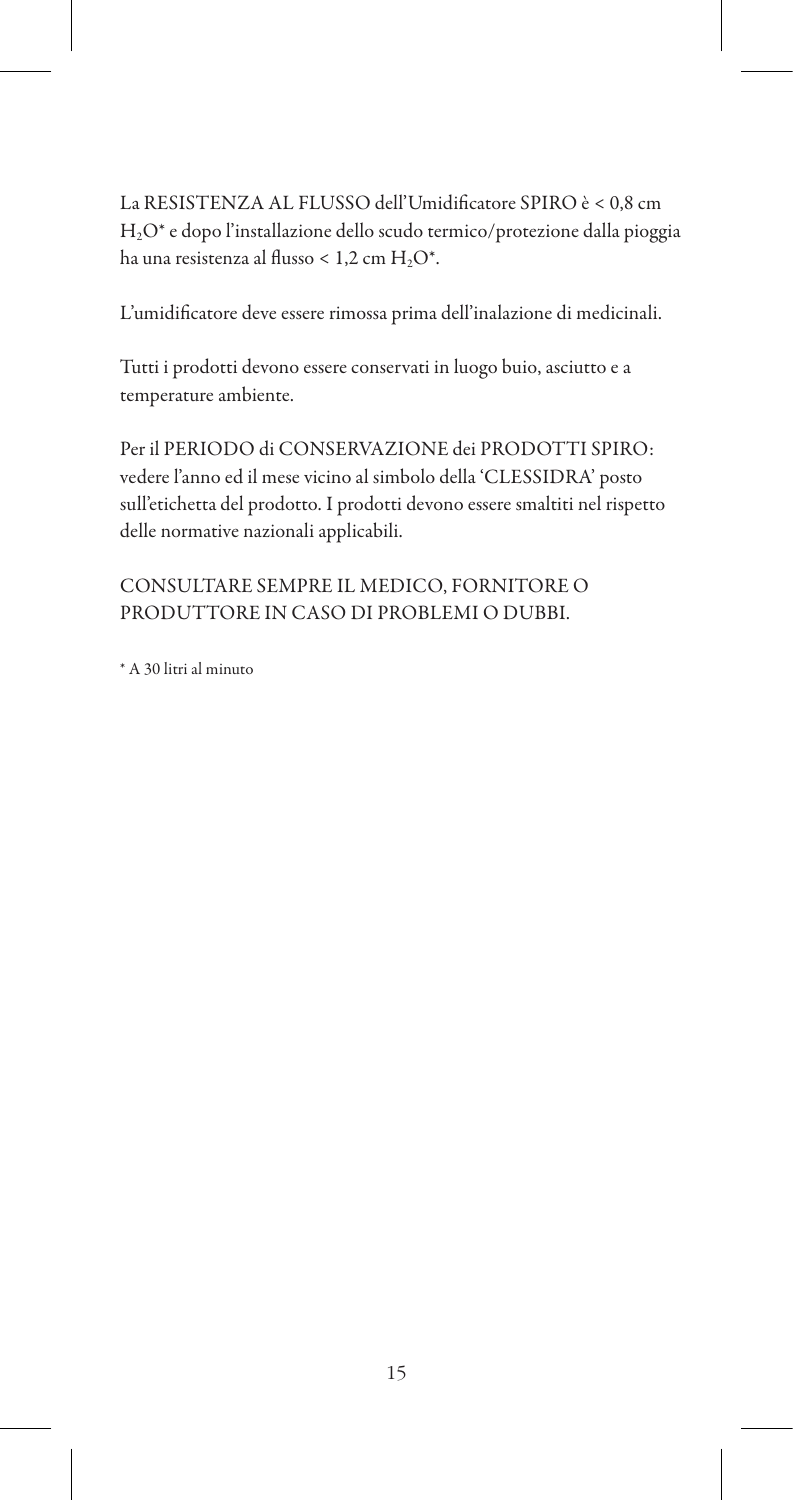La RESISTENZA AL FLUSSO dell'Umidificatore SPIRO è < 0,8 cm $H_2O$* e dopo l'installazione dello scudo termico/protezione dalla pioggia ha una resistenza al flusso < 1,2 cm $H_2O$*.

L'umidificatore deve essere rimossa prima dell'inalazione di medicinali.

Tutti i prodotti devono essere conservati in luogo buio, asciutto e a temperature ambiente.

Per il PERIODO di CONSERVAZIONE dei PRODOTTI SPIRO: vedere l'anno ed il mese vicino al simbolo della 'CLESSIDRA' posto sull'etichetta del prodotto. I prodotti devono essere smaltiti nel rispetto delle normative nazionali applicabili.

CONSULTARE SEMPRE IL MEDICO, FORNITORE O PRODUTTORE IN CASO DI PROBLEMI O DUBBI.

\* A 30 litri al minuto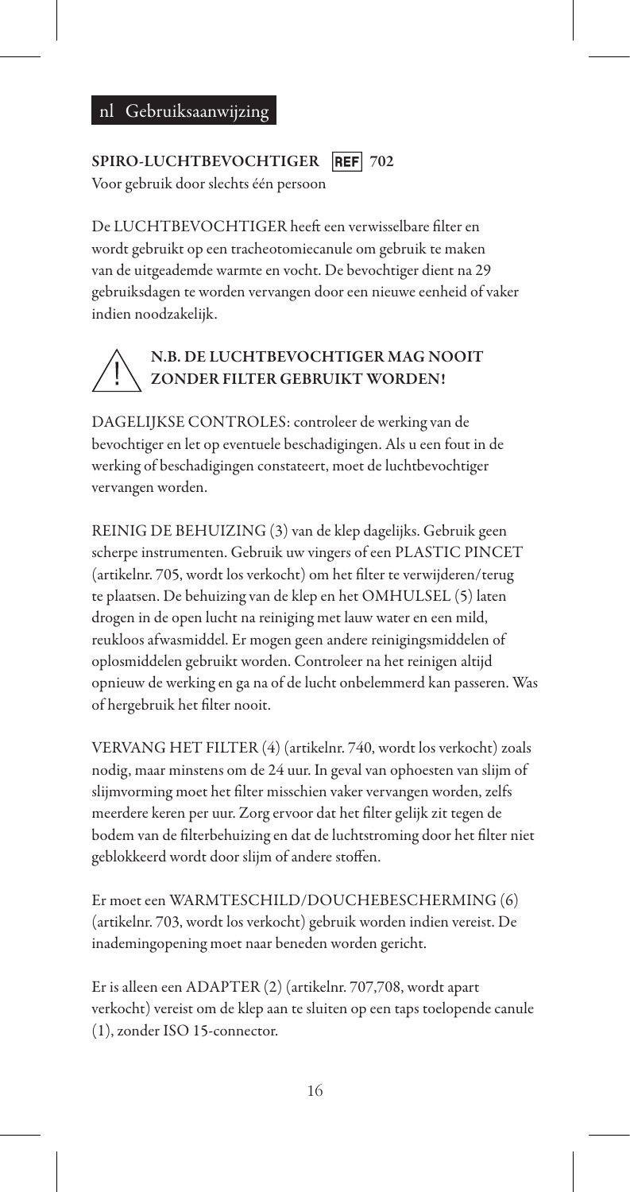nl Gebruiksaanwijzing

## SPIRO-LUCHTBEVOCHTIGER REF 702

Voor gebruik door slechts één persoon

De LUCHTBEVOCHTIGER heeft een verwisselbare filter en wordt gebruikt op een tracheotomiecanule om gebruik te maken van de uitgeademde warmte en vocht. De bevochtiger dient na 29 gebruiksdagen te worden vervangen door een nieuwe eenheid of vaker indien noodzakelijk.

**! N.B. DE LUCHTBEVOCHTIGER MAG NOOIT ZONDER FILTER GEBRUIKT WORDEN!**

DAGELIJKSE CONTROLES: controleer de werking van de bevochtiger en let op eventuele beschadigingen. Als u een fout in de werking of beschadigingen constateert, moet de luchtbevochtiger vervangen worden.

REINIG DE BEHUIZING (3) van de klep dagelijks. Gebruik geen scherpe instrumenten. Gebruik uw vingers of een PLASTIC PINCET (artikelnr. 705, wordt los verkocht) om het filter te verwijderen/terug te plaatsen. De behuizing van de klep en het OMHULSEL (5) laten drogen in de open lucht na reiniging met lauw water en een mild, reukloos afwasmiddel. Er mogen geen andere reinigingsmiddelen of oplosmiddelen gebruikt worden. Controleer na het reinigen altijd opnieuw de werking en ga na of de lucht onbelemmerd kan passeren. Was of hergebruik het filter nooit.

VERVANG HET FILTER (4) (artikelnr. 740, wordt los verkocht) zoals nodig, maar minstens om de 24 uur. In geval van ophoesten van slijm of slijmvorming moet het filter misschien vaker vervangen worden, zelfs meerdere keren per uur. Zorg ervoor dat het filter gelijk zit tegen de bodem van de filterbehuizing en dat de luchtstroming door het filter niet geblokkeerd wordt door slijm of andere stoffen.

Er moet een WARMTESCHILD/DOUCHEBESCHERMING (6) (artikelnr. 703, wordt los verkocht) gebruik worden indien vereist. De inademingopening moet naar beneden worden gericht.

Er is alleen een ADAPTER (2) (artikelnr. 707,708, wordt apart verkocht) vereist om de klep aan te sluiten op een taps toelopende canule (1), zonder ISO 15-connector.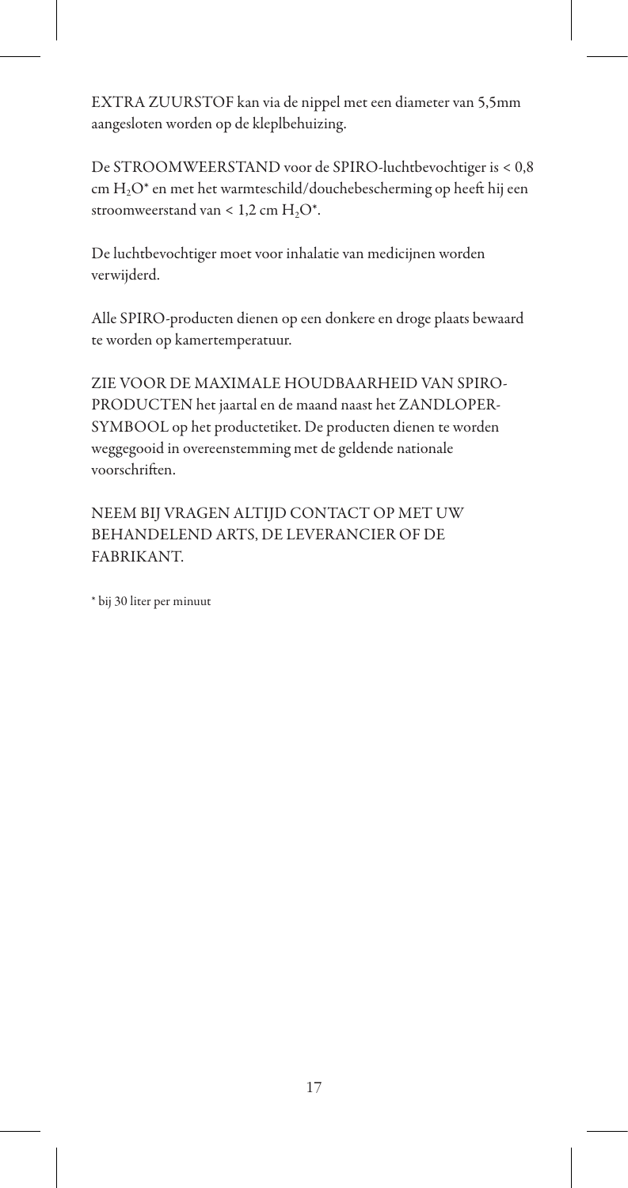EXTRA ZUURSTOF kan via de nippel met een diameter van 5,5mm aangesloten worden op de kleplbehuizing.

De STROOMWEERSTAND voor de SPIRO-luchtbevochtiger is < 0,8 cm $H_2O$* en met het warmteschild/douchebescherming op heeft hij een stroomweerstand van < 1,2 cm $H_2O$*.

De luchtbevochtiger moet voor inhalatie van medicijnen worden verwijderd.

Alle SPIRO-producten dienen op een donkere en droge plaats bewaard te worden op kamertemperatuur.

ZIE VOOR DE MAXIMALE HOUDBAARHEID VAN SPIRO-PRODUCTEN het jaartal en de maand naast het ZANDLOPER-SYMBOOL op het productetiket. De producten dienen te worden weggegooid in overeenstemming met de geldende nationale voorschriften.

NEEM BIJ VRAGEN ALTIJD CONTACT OP MET UW BEHANDELEND ARTS, DE LEVERANCIER OF DE FABRIKANT.

* bij 30 liter per minuut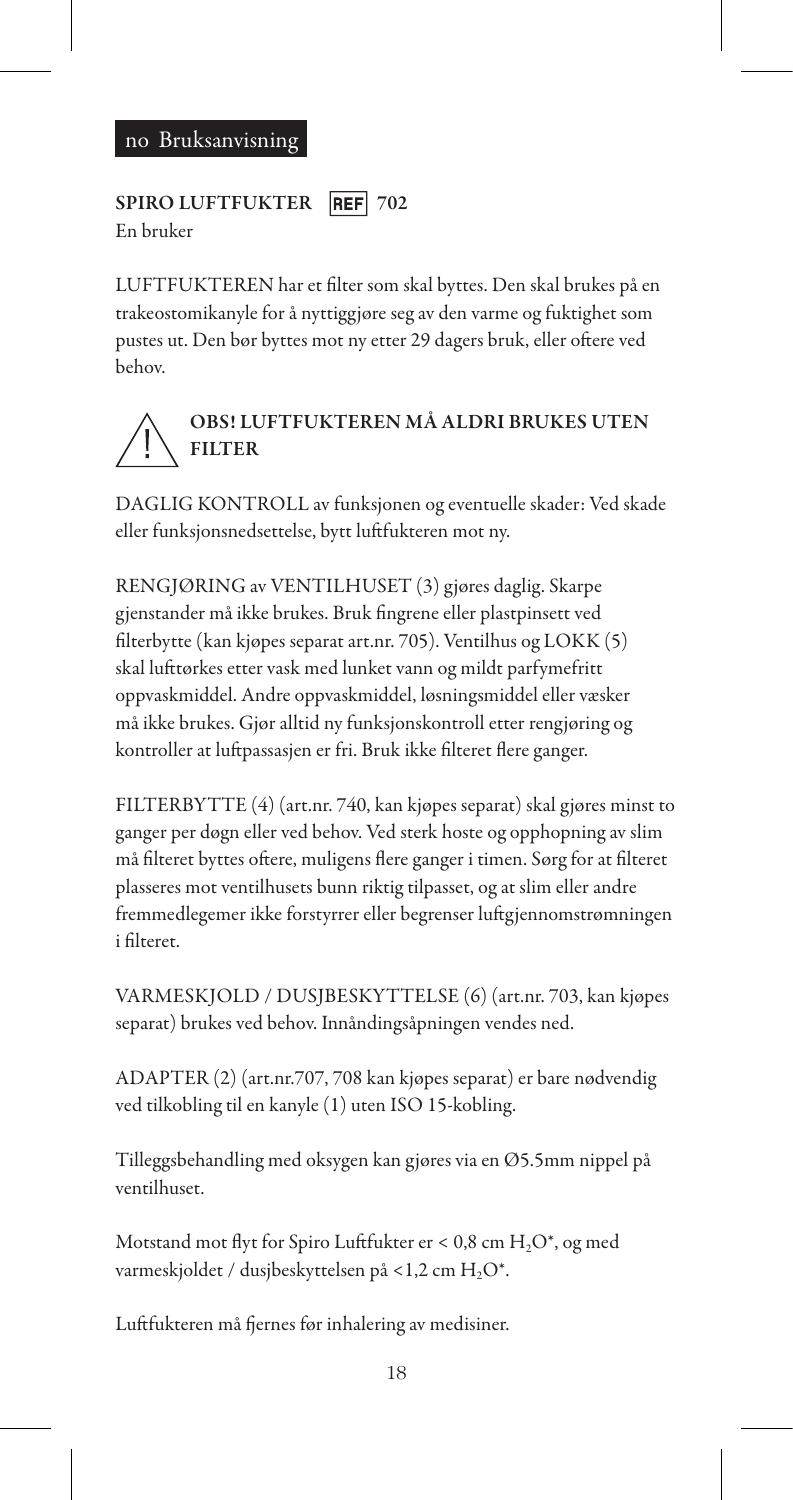## no Bruksanvisning

**SPIRO LUFTFUKTER** REF **702**
En bruker

LUFTFUKTEREN har et filter som skal byttes. Den skal brukes på en trakeostomikanyle for å nyttiggjøre seg av den varme og fuktighet som pustes ut. Den bør byttes mot ny etter 29 dagers bruk, eller oftere ved behov.

**OBS! LUFTFUKTEREN MÅ ALDRI BRUKES UTEN FILTER**

DAGLIG KONTROLL av funksjonen og eventuelle skader: Ved skade eller funksjonsnedsettelse, bytt luftfukteren mot ny.

RENGJØRING av VENTILHUSET (3) gjøres daglig. Skarpe gjenstander må ikke brukes. Bruk fingrene eller plastpinsett ved filterbytte (kan kjøpes separat art.nr. 705). Ventilhus og LOKK (5) skal lufttørkes etter vask med lunket vann og mildt parfymefritt oppvaskmiddel. Andre oppvaskmiddel, løsningsmiddel eller væsker må ikke brukes. Gjør alltid ny funksjonskontroll etter rengjøring og kontroller at luftpassasjen er fri. Bruk ikke filteret flere ganger.

FILTERBYTTE (4) (art.nr. 740, kan kjøpes separat) skal gjøres minst to ganger per døgn eller ved behov. Ved sterk hoste og opphopning av slim må filteret byttes oftere, muligens flere ganger i timen. Sørg for at filteret plasseres mot ventilhusets bunn riktig tilpasset, og at slim eller andre fremmedlegemer ikke forstyrrer eller begrenser luftgjennomstrømningen i filteret.

VARMESKJOLD / DUSJBESKYTTELSE (6) (art.nr. 703, kan kjøpes separat) brukes ved behov. Innåndingsåpningen vendes ned.

ADAPTER (2) (art.nr.707, 708 kan kjøpes separat) er bare nødvendig ved tilkobling til en kanyle (1) uten ISO 15-kobling.

Tilleggsbehandling med oksygen kan gjøres via en Ø5.5mm nippel på ventilhuset.

Motstand mot flyt for Spiro Luftfukter er < 0,8 cm $H_2O$*, og med varmeskjoldet / dusjbeskyttelsen på <1,2 cm $H_2O$*.

Luftfukteren må fjernes før inhalering av medisiner.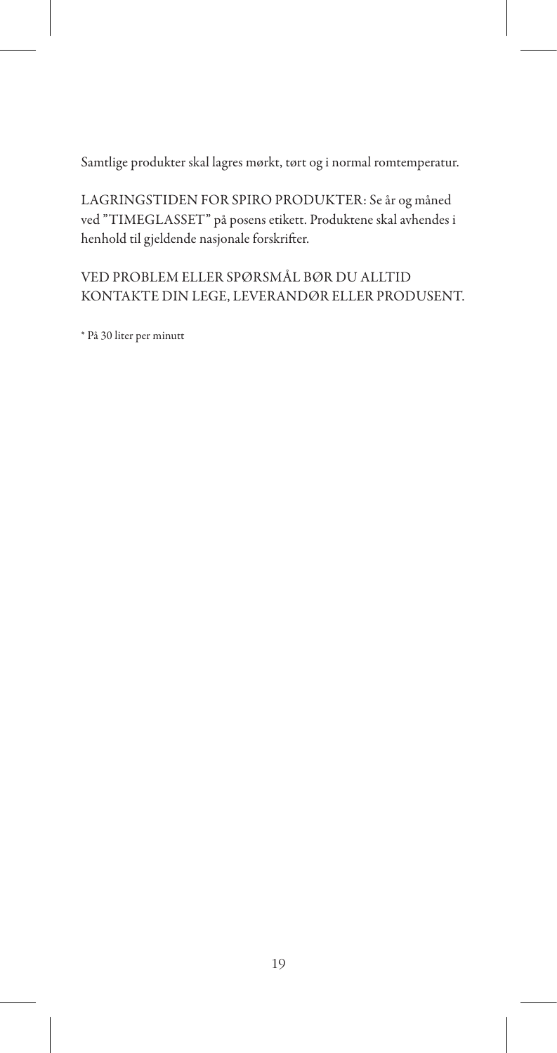Samtlige produkter skal lagres mørkt, tørt og i normal romtemperatur.

LAGRINGSTIDEN FOR SPIRO PRODUKTER: Se år og måned ved "TIMEGLASSET" på posens etikett. Produktene skal avhendes i henhold til gjeldende nasjonale forskrifter.

VED PROBLEM ELLER SPØRSMÅL BØR DU ALLTID KONTAKTE DIN LEGE, LEVERANDØR ELLER PRODUSENT.

* På 30 liter per minutt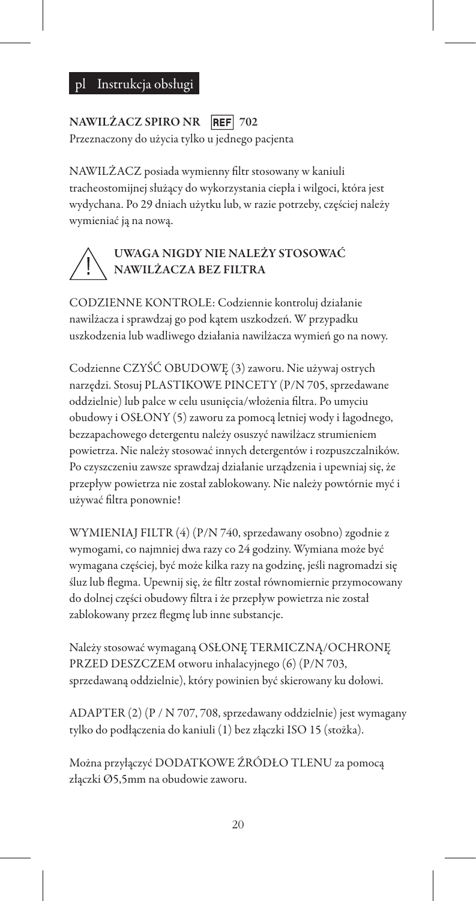## pl Instrukcja obsługi

**NAWILŻACZ SPIRO NR REF 702**

Przeznaczony do użycia tylko u jednego pacjenta

NAWILŻACZ posiada wymienny filtr stosowany w kaniuli tracheostomijnej służący do wykorzystania ciepła i wilgoci, która jest wydychana. Po 29 dniach użytku lub, w razie potrzeby, częściej należy wymieniać ją na nową.

**⚠ UWAGA NIGDY NIE NALEŻY STOSOWAĆ NAWILŻACZA BEZ FILTRA**

CODZIENNE KONTROLE: Codziennie kontroluj działanie nawilżacza i sprawdzaj go pod kątem uszkodzeń. W przypadku uszkodzenia lub wadliwego działania nawilżacza wymień go na nowy.

Codzienne CZYŚĆ OBUDOWĘ (3) zaworu. Nie używaj ostrych narzędzi. Stosuj PLASTIKOWE PINCETY (P/N 705, sprzedawane oddzielnie) lub palce w celu usunięcia/włożenia filtra. Po umyciu obudowy i OSŁONY (5) zaworu za pomocą letniej wody i łagodnego, bezzapachowego detergentu należy osuszyć nawilżacz strumieniem powietrza. Nie należy stosować innych detergentów i rozpuszczalników. Po czyszczeniu zawsze sprawdzaj działanie urządzenia i upewniaj się, że przepływ powietrza nie został zablokowany. Nie należy powtórnie myć i używać filtra ponownie!

WYMIENIAJ FILTR (4) (P/N 740, sprzedawany osobno) zgodnie z wymogami, co najmniej dwa razy co 24 godziny. Wymiana może być wymagana częściej, być może kilka razy na godzinę, jeśli nagromadzi się śluz lub flegma. Upewnij się, że filtr został równomiernie przymocowany do dolnej części obudowy filtra i że przepływ powietrza nie został zablokowany przez flegmę lub inne substancje.

Należy stosować wymaganą OSŁONĘ TERMICZNĄ/OCHRONĘ PRZED DESZCZEM otworu inhalacyjnego (6) (P/N 703, sprzedawaną oddzielnie), który powinien być skierowany ku dołowi.

ADAPTER (2) (P / N 707, 708, sprzedawany oddzielnie) jest wymagany tylko do podłączenia do kaniuli (1) bez złączki ISO 15 (stożka).

Można przyłączyć DODATKOWE ŹRÓDŁO TLENU za pomocą złączki Ø5,5mm na obudowie zaworu.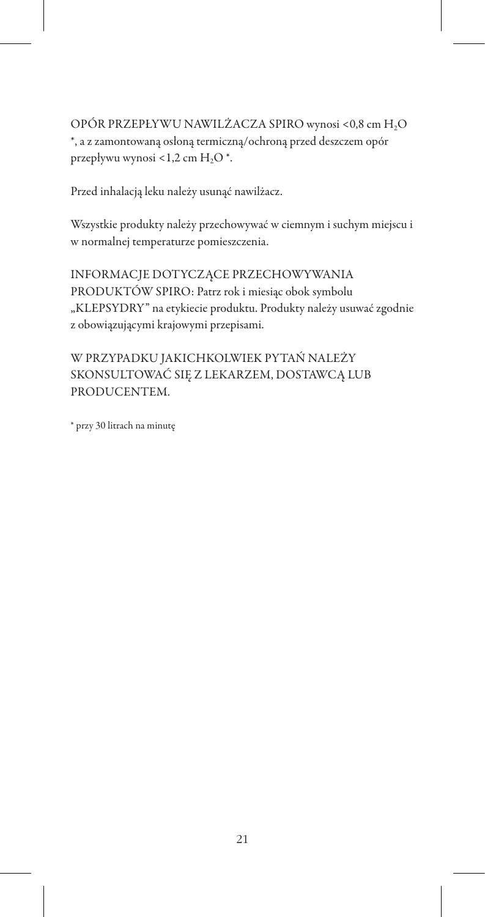OPÓR PRZEPŁYWU NAWILŻACZA SPIRO wynosi <0,8 cm $H_2O$ *, a z zamontowaną osłoną termiczną/ochroną przed deszczem opór przepływu wynosi <1,2 cm $H_2O$ *.

Przed inhalacją leku należy usunąć nawilżacz.

Wszystkie produkty należy przechowywać w ciemnym i suchym miejscu i w normalnej temperaturze pomieszczenia.

INFORMACJE DOTYCZĄCE PRZECHOWYWANIA PRODUKTÓW SPIRO: Patrz rok i miesiąc obok symbolu „KLEPSYDRY" na etykiecie produktu. Produkty należy usuwać zgodnie z obowiązującymi krajowymi przepisami.

W PRZYPADKU JAKICHKOLWIEK PYTAŃ NALEŻY SKONSULTOWAĆ SIĘ Z LEKARZEM, DOSTAWCĄ LUB PRODUCENTEM.

* przy 30 litrach na minutę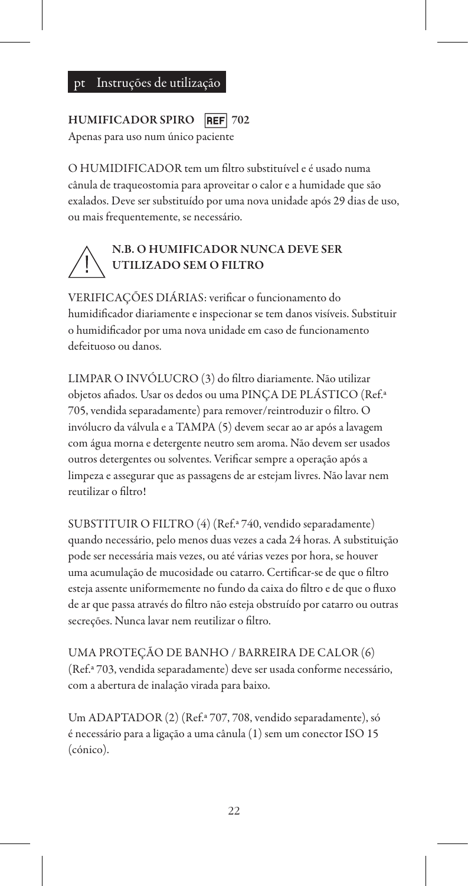## pt Instruções de utilização

**HUMIFICADOR SPIRO** REF **702**

Apenas para uso num único paciente

O HUMIDIFICADOR tem um filtro substituível e é usado numa cânula de traqueostomia para aproveitar o calor e a humidade que são exalados. Deve ser substituído por uma nova unidade após 29 dias de uso, ou mais frequentemente, se necessário.

**N.B. O HUMIFICADOR NUNCA DEVE SER UTILIZADO SEM O FILTRO**

VERIFICAÇÕES DIÁRIAS: verificar o funcionamento do humidificador diariamente e inspecionar se tem danos visíveis. Substituir o humidificador por uma nova unidade em caso de funcionamento defeituoso ou danos.

LIMPAR O INVÓLUCRO (3) do filtro diariamente. Não utilizar objetos afiados. Usar os dedos ou uma PINÇA DE PLÁSTICO (Ref.ª 705, vendida separadamente) para remover/reintroduzir o filtro. O invólucro da válvula e a TAMPA (5) devem secar ao ar após a lavagem com água morna e detergente neutro sem aroma. Não devem ser usados outros detergentes ou solventes. Verificar sempre a operação após a limpeza e assegurar que as passagens de ar estejam livres. Não lavar nem reutilizar o filtro!

SUBSTITUIR O FILTRO (4) (Ref.ª 740, vendido separadamente) quando necessário, pelo menos duas vezes a cada 24 horas. A substituição pode ser necessária mais vezes, ou até várias vezes por hora, se houver uma acumulação de mucosidade ou catarro. Certificar-se de que o filtro esteja assente uniformemente no fundo da caixa do filtro e de que o fluxo de ar que passa através do filtro não esteja obstruído por catarro ou outras secreções. Nunca lavar nem reutilizar o filtro.

UMA PROTEÇÃO DE BANHO / BARREIRA DE CALOR (6) (Ref.ª 703, vendida separadamente) deve ser usada conforme necessário, com a abertura de inalação virada para baixo.

Um ADAPTADOR (2) (Ref.ª 707, 708, vendido separadamente), só é necessário para a ligação a uma cânula (1) sem um conector ISO 15 (cónico).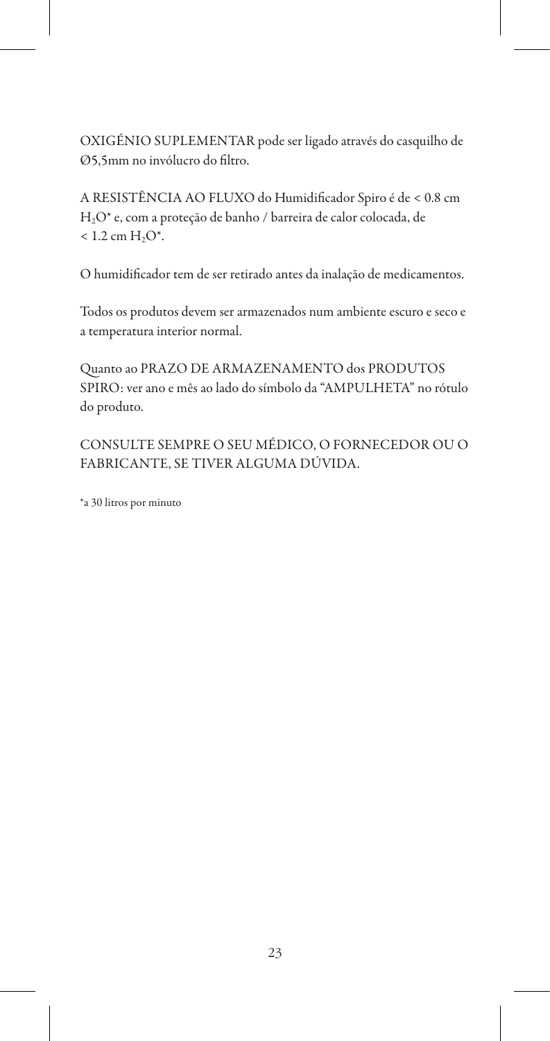OXIGÉNIO SUPLEMENTAR pode ser ligado através do casquilho de Ø5,5mm no invólucro do filtro.

A RESISTÊNCIA AO FLUXO do Humidificador Spiro é de < 0.8 cm $H_2O$* e, com a proteção de banho / barreira de calor colocada, de < 1.2 cm $H_2O$*.

O humidificador tem de ser retirado antes da inalação de medicamentos.

Todos os produtos devem ser armazenados num ambiente escuro e seco e a temperatura interior normal.

Quanto ao PRAZO DE ARMAZENAMENTO dos PRODUTOS SPIRO: ver ano e mês ao lado do símbolo da "AMPULHETA" no rótulo do produto.

CONSULTE SEMPRE O SEU MÉDICO, O FORNECEDOR OU O FABRICANTE, SE TIVER ALGUMA DÚVIDA.

*a 30 litros por minuto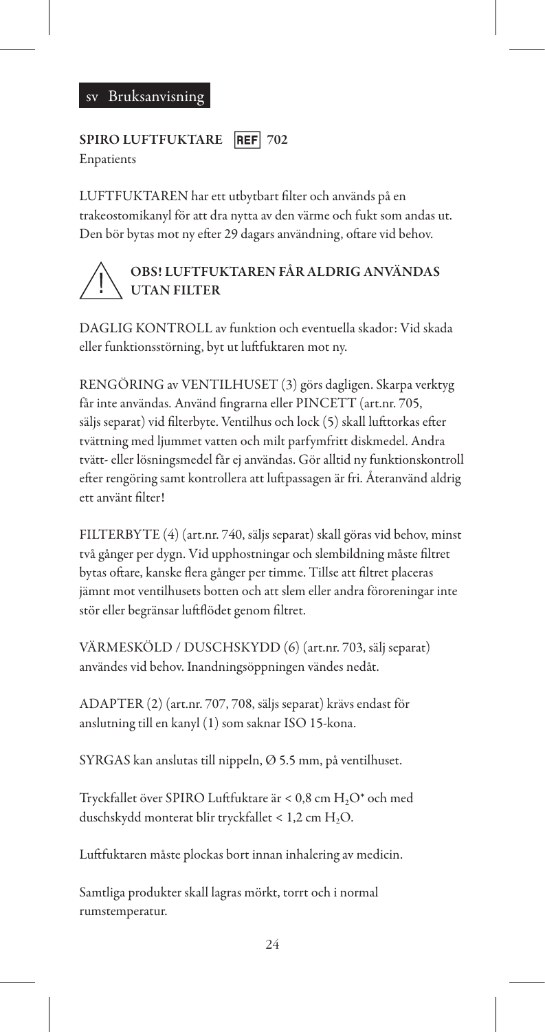sv Bruksanvisning

## SPIRO LUFTFUKTARE REF 702

Enpatients

LUFTFUKTAREN har ett utbytbart filter och används på en trakeostomikanyl för att dra nytta av den värme och fukt som andas ut. Den bör bytas mot ny efter 29 dagars användning, oftare vid behov.

⚠ **OBS! LUFTFUKTAREN FÅR ALDRIG ANVÄNDAS UTAN FILTER**

DAGLIG KONTROLL av funktion och eventuella skador: Vid skada eller funktionsstörning, byt ut luftfuktaren mot ny.

RENGÖRING av VENTILHUSET (3) görs dagligen. Skarpa verktyg får inte användas. Använd fingrarna eller PINCETT (art.nr. 705, säljs separat) vid filterbyte. Ventilhus och lock (5) skall lufttorkas efter tvättning med ljummet vatten och milt parfymfritt diskmedel. Andra tvätt- eller lösningsmedel får ej användas. Gör alltid ny funktionskontroll efter rengöring samt kontrollera att luftpassagen är fri. Återanvänd aldrig ett använt filter!

FILTERBYTE (4) (art.nr. 740, säljs separat) skall göras vid behov, minst två gånger per dygn. Vid upphostningar och slembildning måste filtret bytas oftare, kanske flera gånger per timme. Tillse att filtret placeras jämnt mot ventilhusets botten och att slem eller andra föroreningar inte stör eller begränsar luftflödet genom filtret.

VÄRMESKÖLD / DUSCHSKYDD (6) (art.nr. 703, sälj separat) användes vid behov. Inandningsöppningen vändes nedåt.

ADAPTER (2) (art.nr. 707, 708, säljs separat) krävs endast för anslutning till en kanyl (1) som saknar ISO 15-kona.

SYRGAS kan anslutas till nippeln, Ø 5.5 mm, på ventilhuset.

Tryckfallet över SPIRO Luftfuktare är < 0,8 cm $H_2O$* och med duschskydd monterat blir tryckfallet < 1,2 cm $H_2O$.

Luftfuktaren måste plockas bort innan inhalering av medicin.

Samtliga produkter skall lagras mörkt, torrt och i normal rumstemperatur.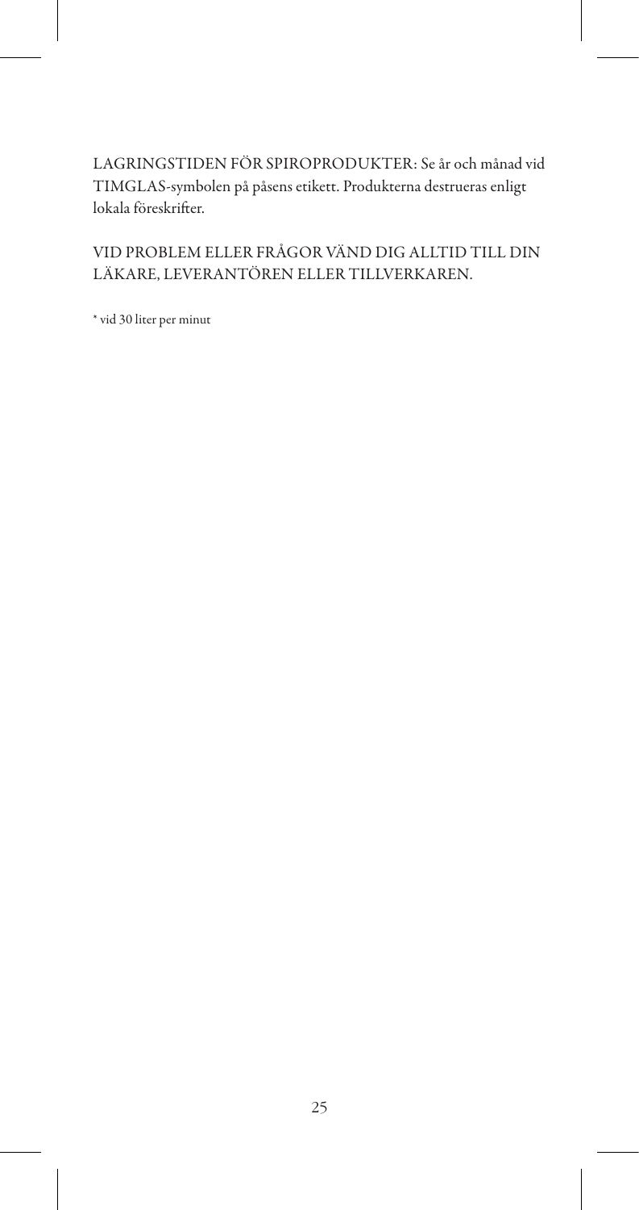LAGRINGSTIDEN FÖR SPIROPRODUKTER: Se år och månad vid TIMGLAS-symbolen på påsens etikett. Produkterna destrueras enligt lokala föreskrifter.

VID PROBLEM ELLER FRÅGOR VÄND DIG ALLTID TILL DIN LÄKARE, LEVERANTÖREN ELLER TILLVERKAREN.

* vid 30 liter per minut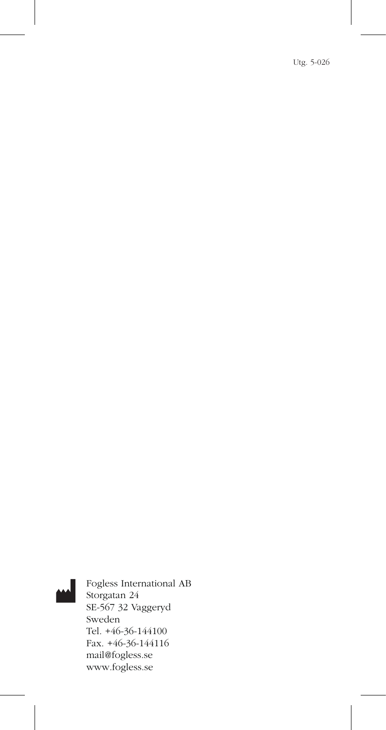Utg. 5-026

Fogless International AB
Storgatan 24
SE-567 32 Vaggeryd
Sweden
Tel. +46-36-144100
Fax. +46-36-144116
mail@fogless.se
www.fogless.se